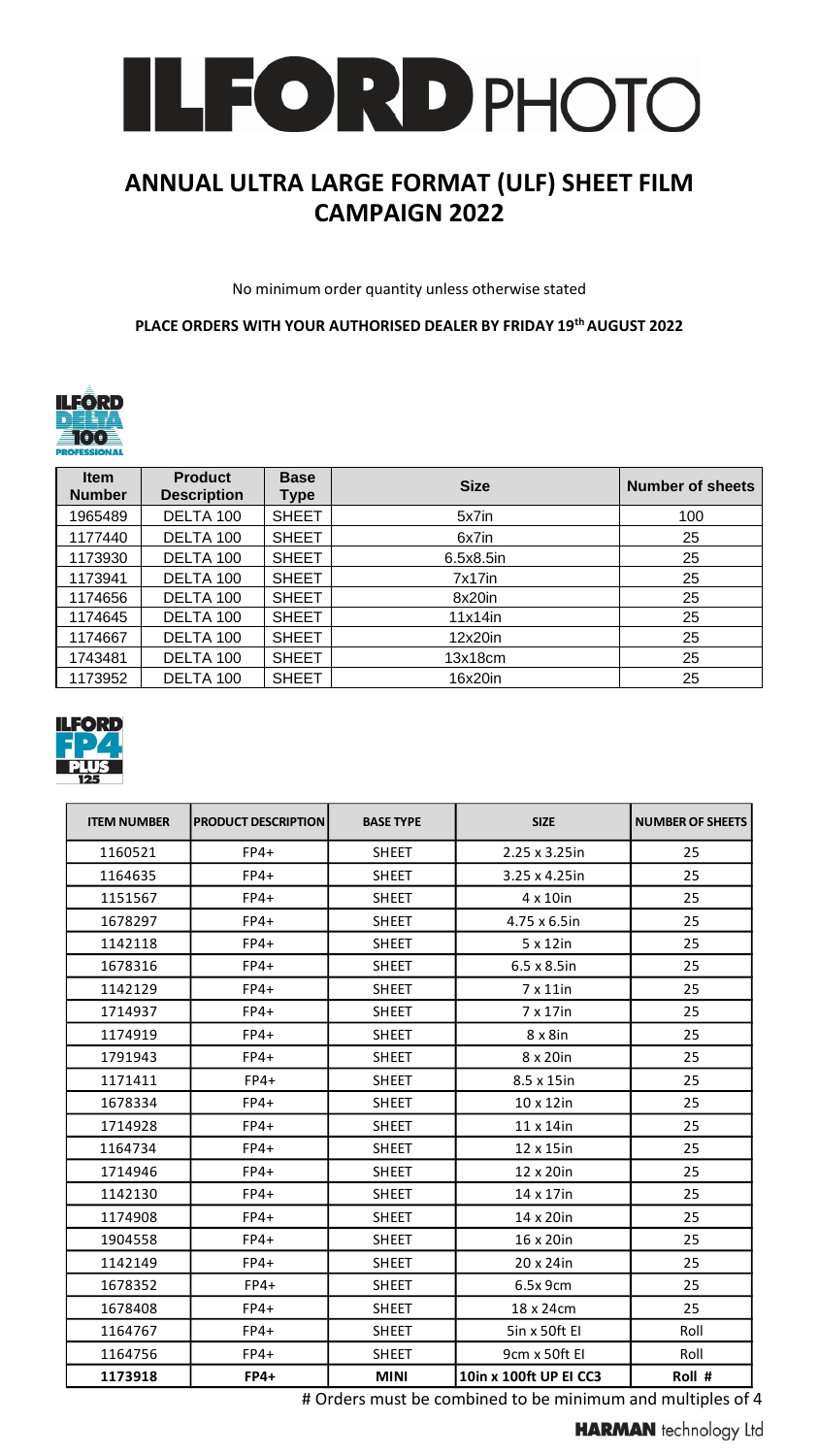# ILFORD PHOTO

## ANNUAL ULTRA LARGE FORMAT (ULF) SHEET FILM CAMPAIGN 2022

No minimum order quantity unless otherwise stated

**PLACE ORDERS WITH YOUR AUTHORISED DEALER BY FRIDAY 19th AUGUST 2022**

ILFORD DELTA 100 PROFESSIONAL

| Item Number | Product Description | Base Type | Size | Number of sheets |
|---|---|---|---|---|
| 1965489 | DELTA 100 | SHEET | 5x7in | 100 |
| 1177440 | DELTA 100 | SHEET | 6x7in | 25 |
| 1173930 | DELTA 100 | SHEET | 6.5x8.5in | 25 |
| 1173941 | DELTA 100 | SHEET | 7x17in | 25 |
| 1174656 | DELTA 100 | SHEET | 8x20in | 25 |
| 1174645 | DELTA 100 | SHEET | 11x14in | 25 |
| 1174667 | DELTA 100 | SHEET | 12x20in | 25 |
| 1743481 | DELTA 100 | SHEET | 13x18cm | 25 |
| 1173952 | DELTA 100 | SHEET | 16x20in | 25 |

ILFORD FP4 PLUS 125

| ITEM NUMBER | PRODUCT DESCRIPTION | BASE TYPE | SIZE | NUMBER OF SHEETS |
|---|---|---|---|---|
| 1160521 | FP4+ | SHEET | 2.25 x 3.25in | 25 |
| 1164635 | FP4+ | SHEET | 3.25 x 4.25in | 25 |
| 1151567 | FP4+ | SHEET | 4 x 10in | 25 |
| 1678297 | FP4+ | SHEET | 4.75 x 6.5in | 25 |
| 1142118 | FP4+ | SHEET | 5 x 12in | 25 |
| 1678316 | FP4+ | SHEET | 6.5 x 8.5in | 25 |
| 1142129 | FP4+ | SHEET | 7 x 11in | 25 |
| 1714937 | FP4+ | SHEET | 7 x 17in | 25 |
| 1174919 | FP4+ | SHEET | 8 x 8in | 25 |
| 1791943 | FP4+ | SHEET | 8 x 20in | 25 |
| 1171411 | FP4+ | SHEET | 8.5 x 15in | 25 |
| 1678334 | FP4+ | SHEET | 10 x 12in | 25 |
| 1714928 | FP4+ | SHEET | 11 x 14in | 25 |
| 1164734 | FP4+ | SHEET | 12 x 15in | 25 |
| 1714946 | FP4+ | SHEET | 12 x 20in | 25 |
| 1142130 | FP4+ | SHEET | 14 x 17in | 25 |
| 1174908 | FP4+ | SHEET | 14 x 20in | 25 |
| 1904558 | FP4+ | SHEET | 16 x 20in | 25 |
| 1142149 | FP4+ | SHEET | 20 x 24in | 25 |
| 1678352 | FP4+ | SHEET | 6.5x 9cm | 25 |
| 1678408 | FP4+ | SHEET | 18 x 24cm | 25 |
| 1164767 | FP4+ | SHEET | 5in x 50ft EI | Roll |
| 1164756 | FP4+ | SHEET | 9cm x 50ft EI | Roll |
| **1173918** | **FP4+** | **MINI** | **10in x 100ft UP EI CC3** | **Roll #** |

# Orders must be combined to be minimum and multiples of 4

HARMAN technology Ltd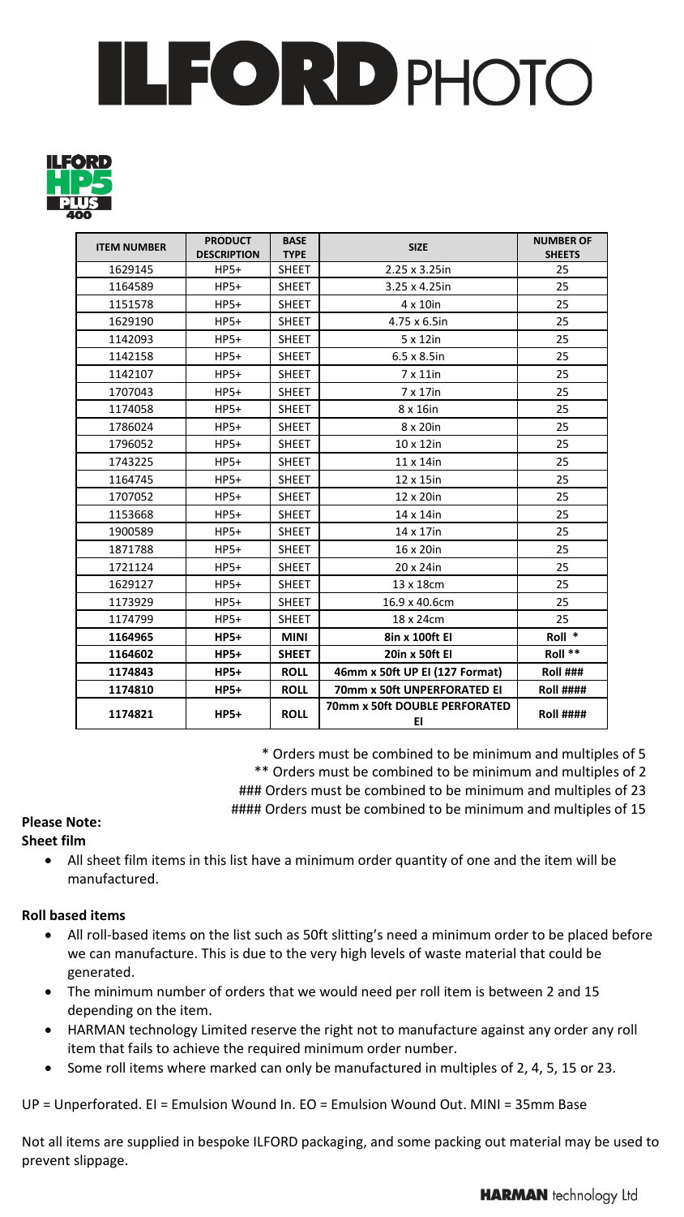# ILFORD PHOTO

ILFORD HP5 PLUS 400

| ITEM NUMBER | PRODUCT DESCRIPTION | BASE TYPE | SIZE | NUMBER OF SHEETS |
|---|---|---|---|---|
| 1629145 | HP5+ | SHEET | 2.25 x 3.25in | 25 |
| 1164589 | HP5+ | SHEET | 3.25 x 4.25in | 25 |
| 1151578 | HP5+ | SHEET | 4 x 10in | 25 |
| 1629190 | HP5+ | SHEET | 4.75 x 6.5in | 25 |
| 1142093 | HP5+ | SHEET | 5 x 12in | 25 |
| 1142158 | HP5+ | SHEET | 6.5 x 8.5in | 25 |
| 1142107 | HP5+ | SHEET | 7 x 11in | 25 |
| 1707043 | HP5+ | SHEET | 7 x 17in | 25 |
| 1174058 | HP5+ | SHEET | 8 x 16in | 25 |
| 1786024 | HP5+ | SHEET | 8 x 20in | 25 |
| 1796052 | HP5+ | SHEET | 10 x 12in | 25 |
| 1743225 | HP5+ | SHEET | 11 x 14in | 25 |
| 1164745 | HP5+ | SHEET | 12 x 15in | 25 |
| 1707052 | HP5+ | SHEET | 12 x 20in | 25 |
| 1153668 | HP5+ | SHEET | 14 x 14in | 25 |
| 1900589 | HP5+ | SHEET | 14 x 17in | 25 |
| 1871788 | HP5+ | SHEET | 16 x 20in | 25 |
| 1721124 | HP5+ | SHEET | 20 x 24in | 25 |
| 1629127 | HP5+ | SHEET | 13 x 18cm | 25 |
| 1173929 | HP5+ | SHEET | 16.9 x 40.6cm | 25 |
| 1174799 | HP5+ | SHEET | 18 x 24cm | 25 |
| **1164965** | **HP5+** | **MINI** | **8in x 100ft EI** | **Roll \*** |
| **1164602** | **HP5+** | **SHEET** | **20in x 50ft EI** | **Roll \*\*** |
| **1174843** | **HP5+** | **ROLL** | **46mm x 50ft UP EI (127 Format)** | **Roll ###** |
| **1174810** | **HP5+** | **ROLL** | **70mm x 50ft UNPERFORATED EI** | **Roll ####** |
| **1174821** | **HP5+** | **ROLL** | **70mm x 50ft DOUBLE PERFORATED EI** | **Roll ####** |

\* Orders must be combined to be minimum and multiples of 5
\*\* Orders must be combined to be minimum and multiples of 2
### Orders must be combined to be minimum and multiples of 23
#### Orders must be combined to be minimum and multiples of 15

**Please Note:**

**Sheet film**

- All sheet film items in this list have a minimum order quantity of one and the item will be manufactured.

**Roll based items**

- All roll-based items on the list such as 50ft slitting's need a minimum order to be placed before we can manufacture. This is due to the very high levels of waste material that could be generated.
- The minimum number of orders that we would need per roll item is between 2 and 15 depending on the item.
- HARMAN technology Limited reserve the right not to manufacture against any order any roll item that fails to achieve the required minimum order number.
- Some roll items where marked can only be manufactured in multiples of 2, 4, 5, 15 or 23.

UP = Unperforated. EI = Emulsion Wound In. EO = Emulsion Wound Out. MINI = 35mm Base

Not all items are supplied in bespoke ILFORD packaging, and some packing out material may be used to prevent slippage.

HARMAN technology Ltd